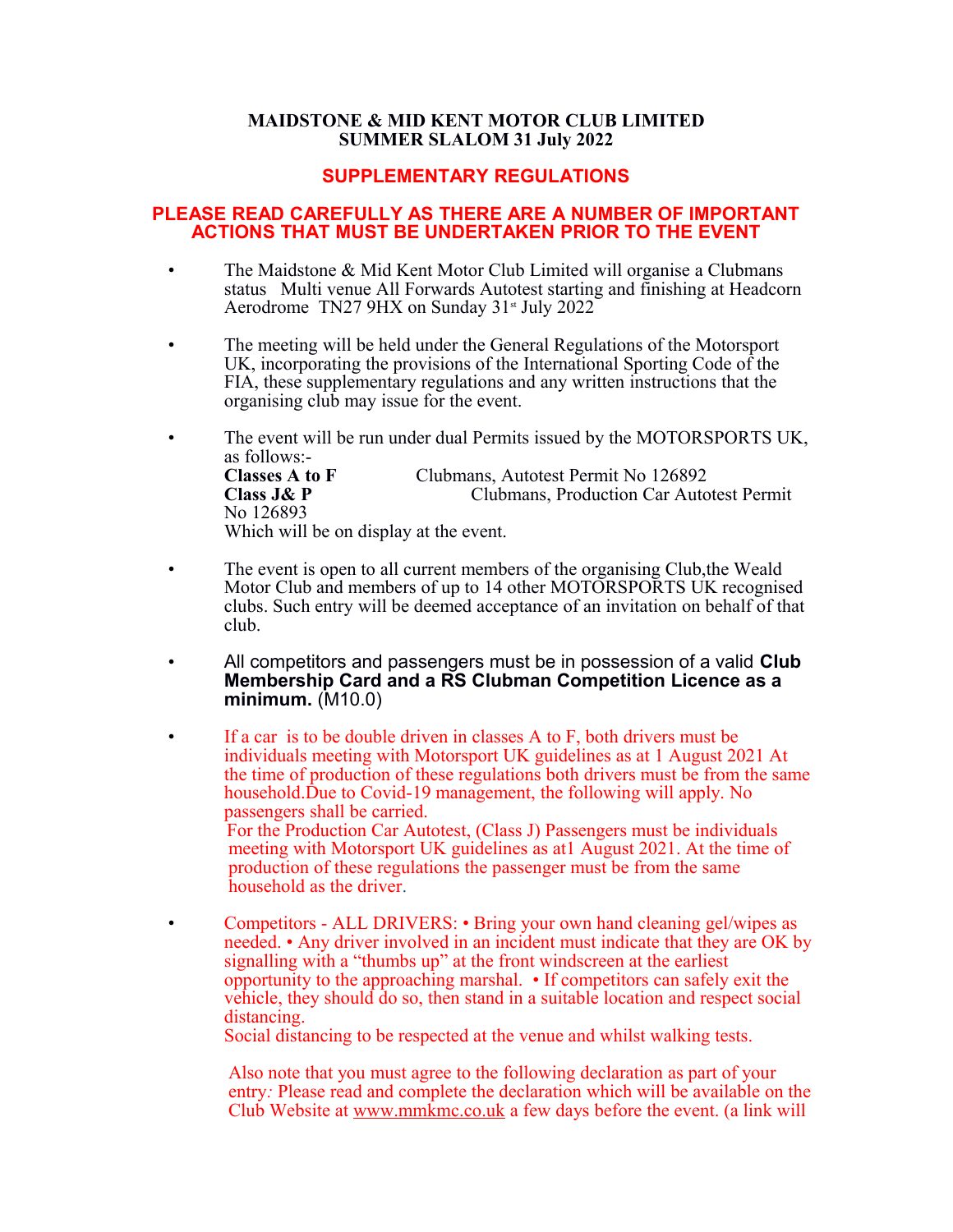**MAIDSTONE & MID KENT MOTOR CLUB LIMITED**
**SUMMER SLALOM 31 July 2022**

## SUPPLEMENTARY REGULATIONS

## PLEASE READ CAREFULLY AS THERE ARE A NUMBER OF IMPORTANT ACTIONS THAT MUST BE UNDERTAKEN PRIOR TO THE EVENT

- The Maidstone & Mid Kent Motor Club Limited will organise a Clubmans status Multi venue All Forwards Autotest starting and finishing at Headcorn Aerodrome TN27 9HX on Sunday 31st July 2022

- The meeting will be held under the General Regulations of the Motorsport UK, incorporating the provisions of the International Sporting Code of the FIA, these supplementary regulations and any written instructions that the organising club may issue for the event.

- The event will be run under dual Permits issued by the MOTORSPORTS UK, as follows:-
  **Classes A to F** Clubmans, Autotest Permit No 126892
  **Class J& P** Clubmans, Production Car Autotest Permit No 126893
  Which will be on display at the event.

- The event is open to all current members of the organising Club,the Weald Motor Club and members of up to 14 other MOTORSPORTS UK recognised clubs. Such entry will be deemed acceptance of an invitation on behalf of that club.

- All competitors and passengers must be in possession of a valid **Club Membership Card and a RS Clubman Competition Licence as a minimum.** (M10.0)

- If a car is to be double driven in classes A to F, both drivers must be individuals meeting with Motorsport UK guidelines as at 1 August 2021 At the time of production of these regulations both drivers must be from the same household.Due to Covid-19 management, the following will apply. No passengers shall be carried.
  For the Production Car Autotest, (Class J) Passengers must be individuals meeting with Motorsport UK guidelines as at1 August 2021. At the time of production of these regulations the passenger must be from the same household as the driver.

- Competitors - ALL DRIVERS: • Bring your own hand cleaning gel/wipes as needed. • Any driver involved in an incident must indicate that they are OK by signalling with a "thumbs up" at the front windscreen at the earliest opportunity to the approaching marshal. • If competitors can safely exit the vehicle, they should do so, then stand in a suitable location and respect social distancing.
  Social distancing to be respected at the venue and whilst walking tests.

  Also note that you must agree to the following declaration as part of your entry*:* Please read and complete the declaration which will be available on the Club Website at www.mmkmc.co.uk a few days before the event. (a link will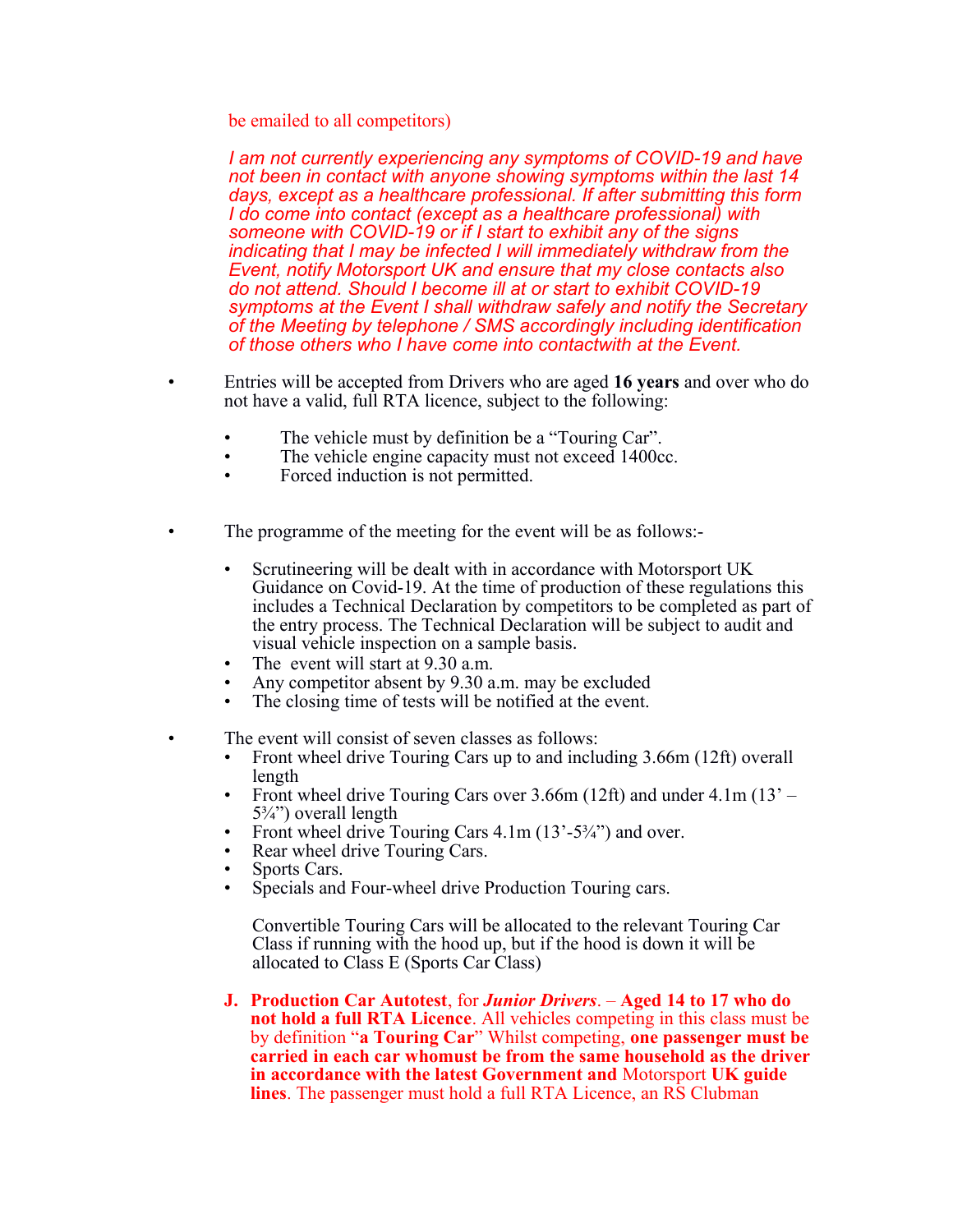be emailed to all competitors)

*I am not currently experiencing any symptoms of COVID-19 and have not been in contact with anyone showing symptoms within the last 14 days, except as a healthcare professional. If after submitting this form I do come into contact (except as a healthcare professional) with someone with COVID-19 or if I start to exhibit any of the signs indicating that I may be infected I will immediately withdraw from the Event, notify Motorsport UK and ensure that my close contacts also do not attend. Should I become ill at or start to exhibit COVID-19 symptoms at the Event I shall withdraw safely and notify the Secretary of the Meeting by telephone / SMS accordingly including identification of those others who I have come into contactwith at the Event.*

- Entries will be accepted from Drivers who are aged **16 years** and over who do not have a valid, full RTA licence, subject to the following:
  - The vehicle must by definition be a "Touring Car".
  - The vehicle engine capacity must not exceed 1400cc.
  - Forced induction is not permitted.

- The programme of the meeting for the event will be as follows:-
  - Scrutineering will be dealt with in accordance with Motorsport UK Guidance on Covid-19. At the time of production of these regulations this includes a Technical Declaration by competitors to be completed as part of the entry process. The Technical Declaration will be subject to audit and visual vehicle inspection on a sample basis.
  - The event will start at 9.30 a.m.
  - Any competitor absent by 9.30 a.m. may be excluded
  - The closing time of tests will be notified at the event.

- The event will consist of seven classes as follows:
  - Front wheel drive Touring Cars up to and including 3.66m (12ft) overall length
  - Front wheel drive Touring Cars over 3.66m (12ft) and under 4.1m (13' – 5¾") overall length
  - Front wheel drive Touring Cars 4.1m (13'-5¾") and over.
  - Rear wheel drive Touring Cars.
  - Sports Cars.
  - Specials and Four-wheel drive Production Touring cars.

  Convertible Touring Cars will be allocated to the relevant Touring Car Class if running with the hood up, but if the hood is down it will be allocated to Class E (Sports Car Class)

  **J. Production Car Autotest**, for ***Junior Drivers***. – **Aged 14 to 17 who do not hold a full RTA Licence**. All vehicles competing in this class must be by definition "**a Touring Car**" Whilst competing, **one passenger must be carried in each car whomust be from the same household as the driver in accordance with the latest Government and** Motorsport **UK guide lines**. The passenger must hold a full RTA Licence, an RS Clubman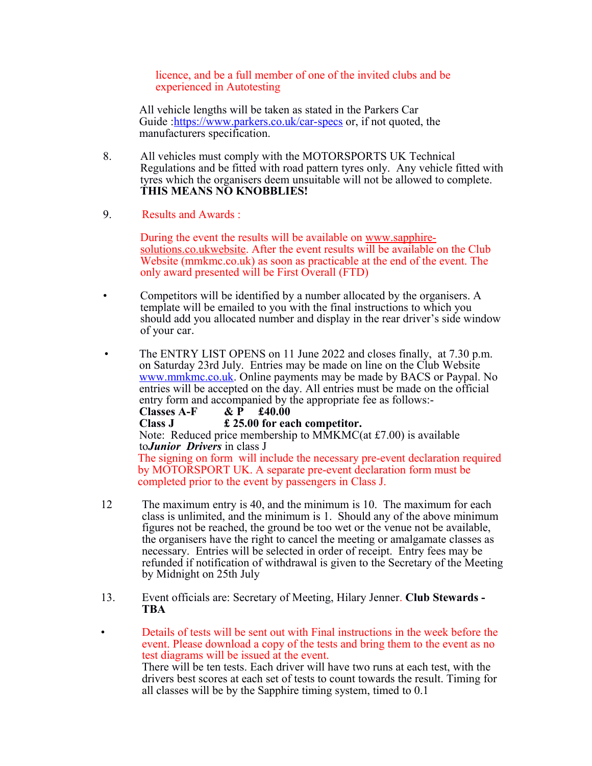licence, and be a full member of one of the invited clubs and be experienced in Autotesting

All vehicle lengths will be taken as stated in the Parkers Car Guide :https://www.parkers.co.uk/car-specs or, if not quoted, the manufacturers specification.

8. All vehicles must comply with the MOTORSPORTS UK Technical Regulations and be fitted with road pattern tyres only. Any vehicle fitted with tyres which the organisers deem unsuitable will not be allowed to complete. **THIS MEANS NO KNOBBLIES!**

9. Results and Awards :

   During the event the results will be available on www.sapphire-solutions.co.ukwebsite. After the event results will be available on the Club Website (mmkmc.co.uk) as soon as practicable at the end of the event. The only award presented will be First Overall (FTD)

- Competitors will be identified by a number allocated by the organisers. A template will be emailed to you with the final instructions to which you should add you allocated number and display in the rear driver's side window of your car.

- The ENTRY LIST OPENS on 11 June 2022 and closes finally, at 7.30 p.m. on Saturday 23rd July. Entries may be made on line on the Club Website www.mmkmc.co.uk. Online payments may be made by BACS or Paypal. No entries will be accepted on the day. All entries must be made on the official entry form and accompanied by the appropriate fee as follows:-

  **Classes A-F & P £40.00**
  **Class J £ 25.00 for each competitor.**

  Note: Reduced price membership to MMKMC(at £7.00) is available to***Junior Drivers*** in class J

  The signing on form will include the necessary pre-event declaration required by MOTORSPORT UK. A separate pre-event declaration form must be completed prior to the event by passengers in Class J.

12 The maximum entry is 40, and the minimum is 10. The maximum for each class is unlimited, and the minimum is 1. Should any of the above minimum figures not be reached, the ground be too wet or the venue not be available, the organisers have the right to cancel the meeting or amalgamate classes as necessary. Entries will be selected in order of receipt. Entry fees may be refunded if notification of withdrawal is given to the Secretary of the Meeting by Midnight on 25th July

13. Event officials are: Secretary of Meeting, Hilary Jenner. **Club Stewards - TBA**

- Details of tests will be sent out with Final instructions in the week before the event. Please download a copy of the tests and bring them to the event as no test diagrams will be issued at the event.

  There will be ten tests. Each driver will have two runs at each test, with the drivers best scores at each set of tests to count towards the result. Timing for all classes will be by the Sapphire timing system, timed to 0.1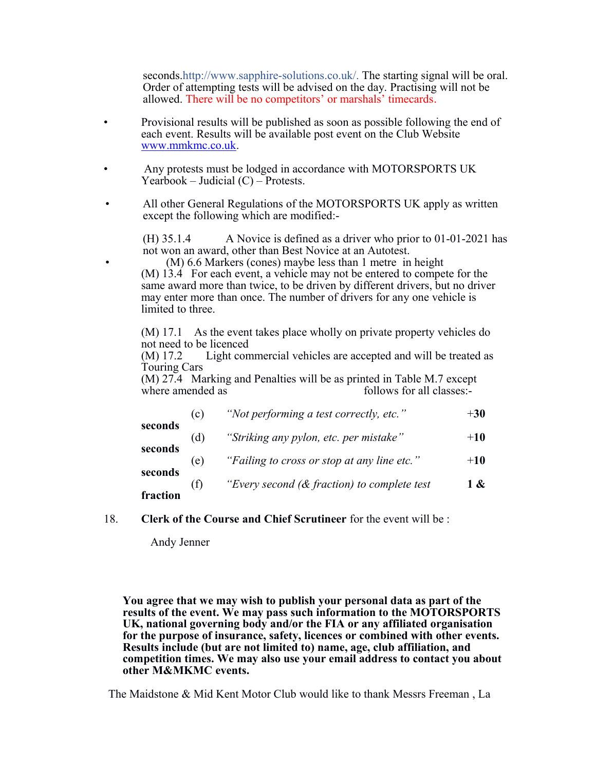seconds.http://www.sapphire-solutions.co.uk/. The starting signal will be oral. Order of attempting tests will be advised on the day. Practising will not be allowed. There will be no competitors' or marshals' timecards.

- Provisional results will be published as soon as possible following the end of each event. Results will be available post event on the Club Website www.mmkmc.co.uk.

- Any protests must be lodged in accordance with MOTORSPORTS UK Yearbook – Judicial (C) – Protests.

- All other General Regulations of the MOTORSPORTS UK apply as written except the following which are modified:-

  (H) 35.1.4 A Novice is defined as a driver who prior to 01-01-2021 has not won an award, other than Best Novice at an Autotest.

- (M) 6.6 Markers (cones) maybe less than 1 metre in height

  (M) 13.4 For each event, a vehicle may not be entered to compete for the same award more than twice, to be driven by different drivers, but no driver may enter more than once. The number of drivers for any one vehicle is limited to three.

  (M) 17.1 As the event takes place wholly on private property vehicles do not need to be licenced

  (M) 17.2 Light commercial vehicles are accepted and will be treated as Touring Cars

  (M) 27.4 Marking and Penalties will be as printed in Table M.7 except where amended as follows for all classes:-

| | | |
|---|---|---|
| (c) | *"Not performing a test correctly, etc."* | **+30 seconds** |
| (d) | *"Striking any pylon, etc. per mistake"* | **+10 seconds** |
| (e) | *"Failing to cross or stop at any line etc."* | **+10 seconds** |
| (f) | *"Every second (& fraction) to complete test* | **1 & fraction** |

18. **Clerk of the Course and Chief Scrutineer** for the event will be :

    Andy Jenner

**You agree that we may wish to publish your personal data as part of the results of the event. We may pass such information to the MOTORSPORTS UK, national governing body and/or the FIA or any affiliated organisation for the purpose of insurance, safety, licences or combined with other events. Results include (but are not limited to) name, age, club affiliation, and competition times. We may also use your email address to contact you about other M&MKMC events.**

The Maidstone & Mid Kent Motor Club would like to thank Messrs Freeman , La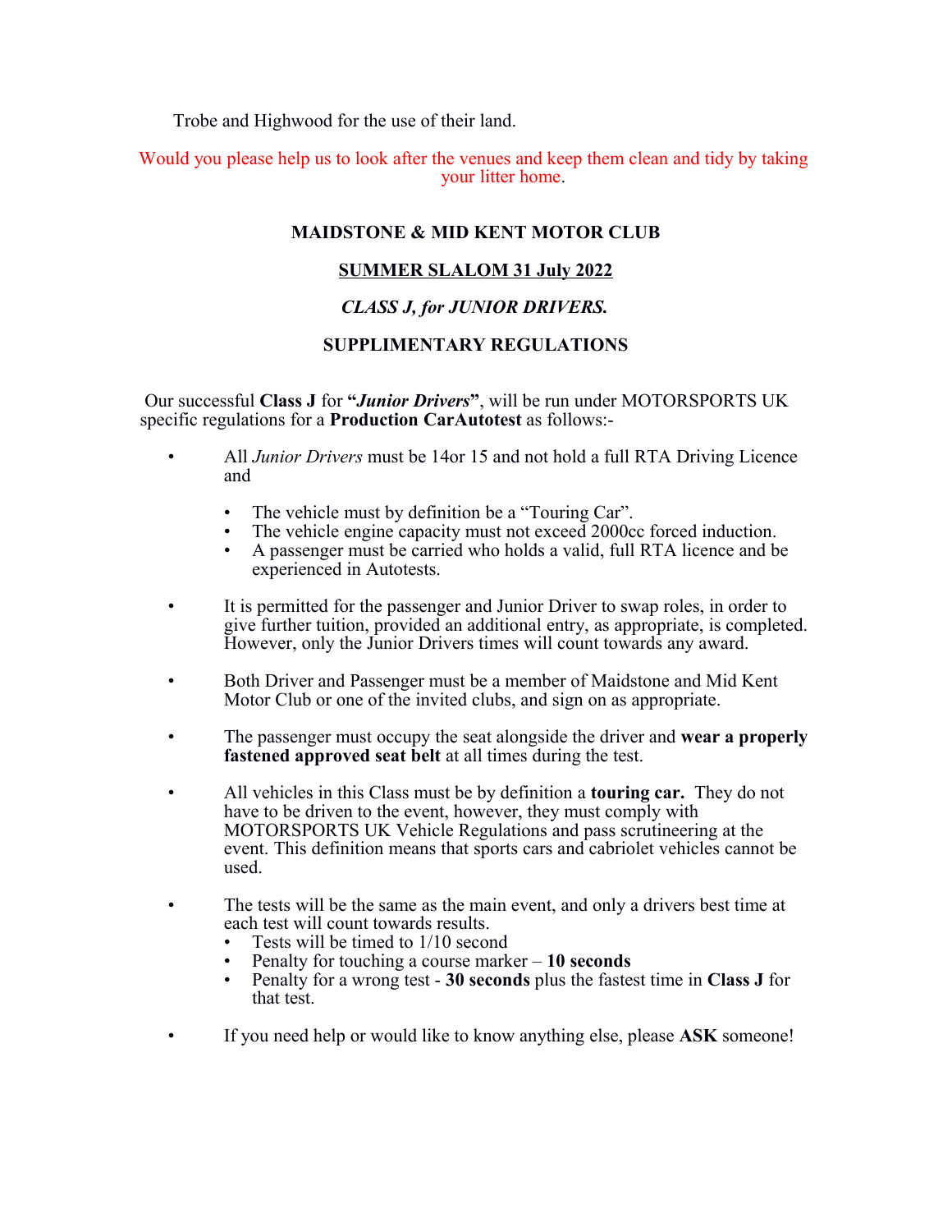Trobe and Highwood for the use of their land.

Would you please help us to look after the venues and keep them clean and tidy by taking your litter home.

**MAIDSTONE & MID KENT MOTOR CLUB**

**SUMMER SLALOM 31 July 2022**

***CLASS J, for JUNIOR DRIVERS.***

**SUPPLIMENTARY REGULATIONS**

Our successful **Class J** for **"*Junior Drivers*"**, will be run under MOTORSPORTS UK specific regulations for a **Production CarAutotest** as follows:-

- All *Junior Drivers* must be 14or 15 and not hold a full RTA Driving Licence and
  - The vehicle must by definition be a "Touring Car".
  - The vehicle engine capacity must not exceed 2000cc forced induction.
  - A passenger must be carried who holds a valid, full RTA licence and be experienced in Autotests.
- It is permitted for the passenger and Junior Driver to swap roles, in order to give further tuition, provided an additional entry, as appropriate, is completed. However, only the Junior Drivers times will count towards any award.
- Both Driver and Passenger must be a member of Maidstone and Mid Kent Motor Club or one of the invited clubs, and sign on as appropriate.
- The passenger must occupy the seat alongside the driver and **wear a properly fastened approved seat belt** at all times during the test.
- All vehicles in this Class must be by definition a **touring car.** They do not have to be driven to the event, however, they must comply with MOTORSPORTS UK Vehicle Regulations and pass scrutineering at the event. This definition means that sports cars and cabriolet vehicles cannot be used.
- The tests will be the same as the main event, and only a drivers best time at each test will count towards results.
  - Tests will be timed to 1/10 second
  - Penalty for touching a course marker – **10 seconds**
  - Penalty for a wrong test - **30 seconds** plus the fastest time in **Class J** for that test.
- If you need help or would like to know anything else, please **ASK** someone!